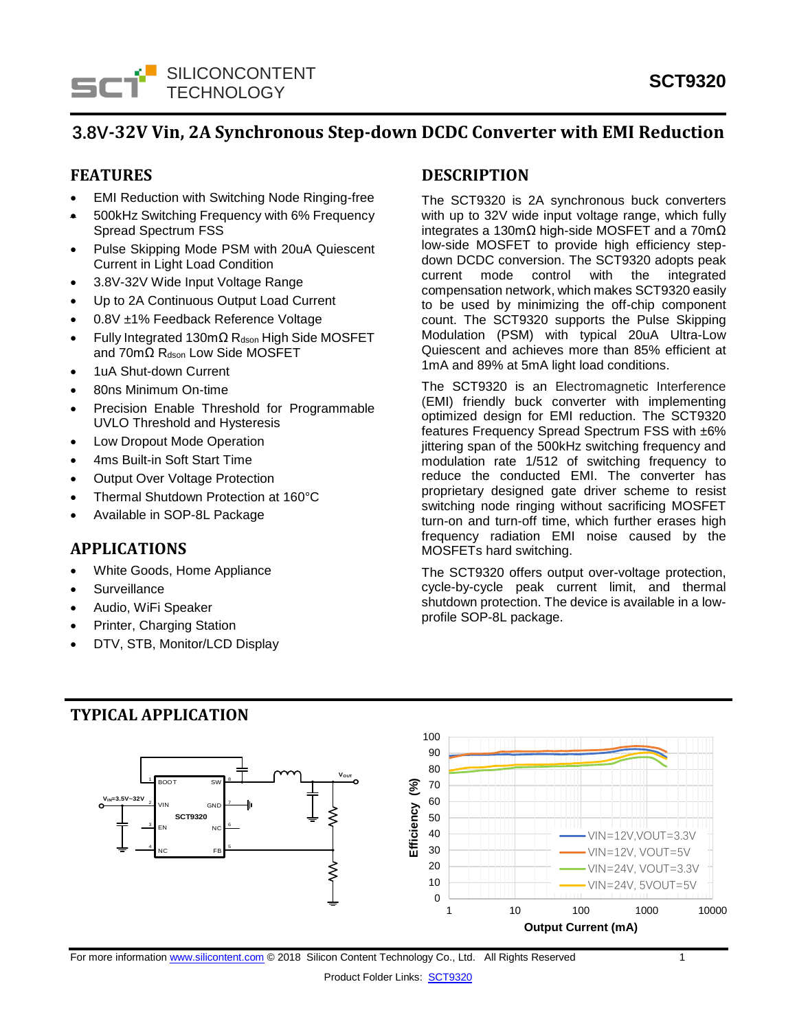# 3.8V-32V Vin, 2A Synchronous Step-down DCDC Converter with EMI Reduction

## FEATURES

- EMI Reduction with Switching Node Ringing-free
- 500kHz Switching Frequency with 6% Frequency Spread Spectrum FSS
- Pulse Skipping Mode PSM with 20uA Quiescent Current in Light Load Condition
- 3.8V-32V Wide Input Voltage Range
- Up to 2A Continuous Output Load Current
- 0.8V ±1% Feedback Reference Voltage
- Fully Integrated 130mΩ $R_{dson}$ High Side MOSFET and 70mΩ $R_{dson}$ Low Side MOSFET
- 1uA Shut-down Current
- 80ns Minimum On-time
- Precision Enable Threshold for Programmable UVLO Threshold and Hysteresis
- Low Dropout Mode Operation
- 4ms Built-in Soft Start Time
- Output Over Voltage Protection
- Thermal Shutdown Protection at 160°C
- Available in SOP-8L Package

## APPLICATIONS

- White Goods, Home Appliance
- Surveillance
- Audio, WiFi Speaker
- Printer, Charging Station
- DTV, STB, Monitor/LCD Display

## DESCRIPTION

The SCT9320 is 2A synchronous buck converters with up to 32V wide input voltage range, which fully integrates a 130mΩ high-side MOSFET and a 70mΩ low-side MOSFET to provide high efficiency step-down DCDC conversion. The SCT9320 adopts peak current mode control with the integrated compensation network, which makes SCT9320 easily to be used by minimizing the off-chip component count. The SCT9320 supports the Pulse Skipping Modulation (PSM) with typical 20uA Ultra-Low Quiescent and achieves more than 85% efficient at 1mA and 89% at 5mA light load conditions.

The SCT9320 is an Electromagnetic Interference (EMI) friendly buck converter with implementing optimized design for EMI reduction. The SCT9320 features Frequency Spread Spectrum FSS with ±6% jittering span of the 500kHz switching frequency and modulation rate 1/512 of switching frequency to reduce the conducted EMI. The converter has proprietary designed gate driver scheme to resist switching node ringing without sacrificing MOSFET turn-on and turn-off time, which further erases high frequency radiation EMI noise caused by the MOSFETs hard switching.

The SCT9320 offers output over-voltage protection, cycle-by-cycle peak current limit, and thermal shutdown protection. The device is available in a low-profile SOP-8L package.

## TYPICAL APPLICATION

SCT9320 typical application circuit: $V_{IN}$=3.5V~32V; pins 1 BOOT, 2 VIN, 3 EN, 4 NC, 5 FB, 6 NC, 7 GND, 8 SW; output $V_{OUT}$.

Efficiency (%) vs Output Current (mA) — curves: VIN=12V,VOUT=3.3V; VIN=12V, VOUT=5V; VIN=24V, VOUT=3.3V; VIN=24V, 5VOUT=5V.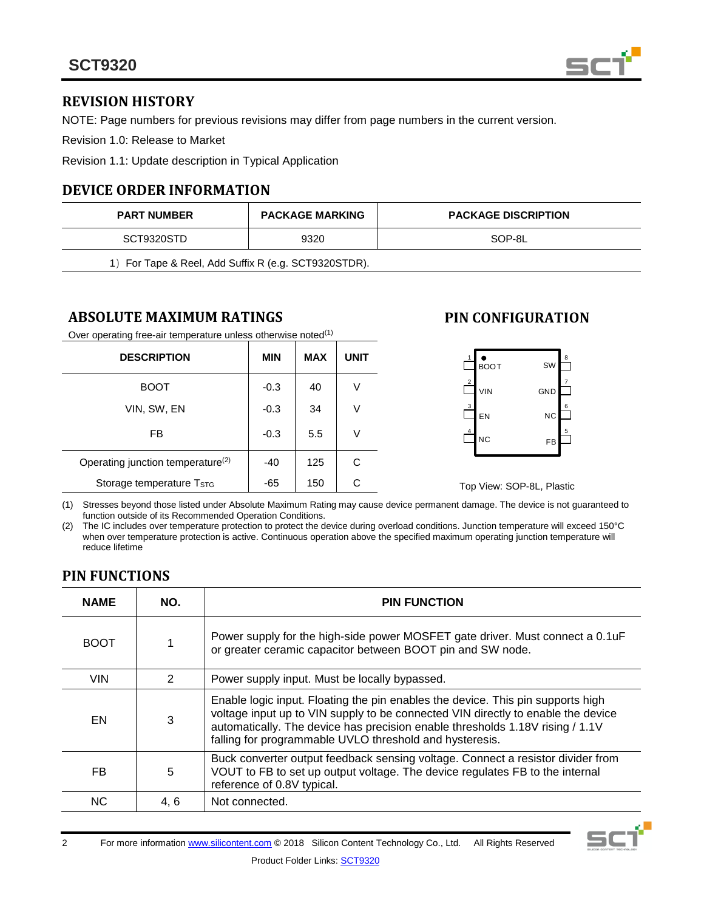## REVISION HISTORY

NOTE: Page numbers for previous revisions may differ from page numbers in the current version.

Revision 1.0: Release to Market

Revision 1.1: Update description in Typical Application

## DEVICE ORDER INFORMATION

| PART NUMBER | PACKAGE MARKING | PACKAGE DISCRIPTION |
|---|---|---|
| SCT9320STD | 9320 | SOP-8L |

1）For Tape & Reel, Add Suffix R (e.g. SCT9320STDR).

## ABSOLUTE MAXIMUM RATINGS

Over operating free-air temperature unless otherwise noted(1)

| DESCRIPTION | MIN | MAX | UNIT |
|---|---|---|---|
| BOOT | -0.3 | 40 | V |
| VIN, SW, EN | -0.3 | 34 | V |
| FB | -0.3 | 5.5 | V |
| Operating junction temperature(2) | -40 | 125 | C |
| Storage temperature $T_{STG}$ | -65 | 150 | C |

## PIN CONFIGURATION

| Pin | Name | Name | Pin |
|---|---|---|---|
| 1 | BOOT | SW | 8 |
| 2 | VIN | GND | 7 |
| 3 | EN | NC | 6 |
| 4 | NC | FB | 5 |

Top View: SOP-8L, Plastic

(1) Stresses beyond those listed under Absolute Maximum Rating may cause device permanent damage. The device is not guaranteed to function outside of its Recommended Operation Conditions.

(2) The IC includes over temperature protection to protect the device during overload conditions. Junction temperature will exceed 150°C when over temperature protection is active. Continuous operation above the specified maximum operating junction temperature will reduce lifetime

## PIN FUNCTIONS

| NAME | NO. | PIN FUNCTION |
|---|---|---|
| BOOT | 1 | Power supply for the high-side power MOSFET gate driver. Must connect a 0.1uF or greater ceramic capacitor between BOOT pin and SW node. |
| VIN | 2 | Power supply input. Must be locally bypassed. |
| EN | 3 | Enable logic input. Floating the pin enables the device. This pin supports high voltage input up to VIN supply to be connected VIN directly to enable the device automatically. The device has precision enable thresholds 1.18V rising / 1.1V falling for programmable UVLO threshold and hysteresis. |
| FB | 5 | Buck converter output feedback sensing voltage. Connect a resistor divider from VOUT to FB to set up output voltage. The device regulates FB to the internal reference of 0.8V typical. |
| NC | 4, 6 | Not connected. |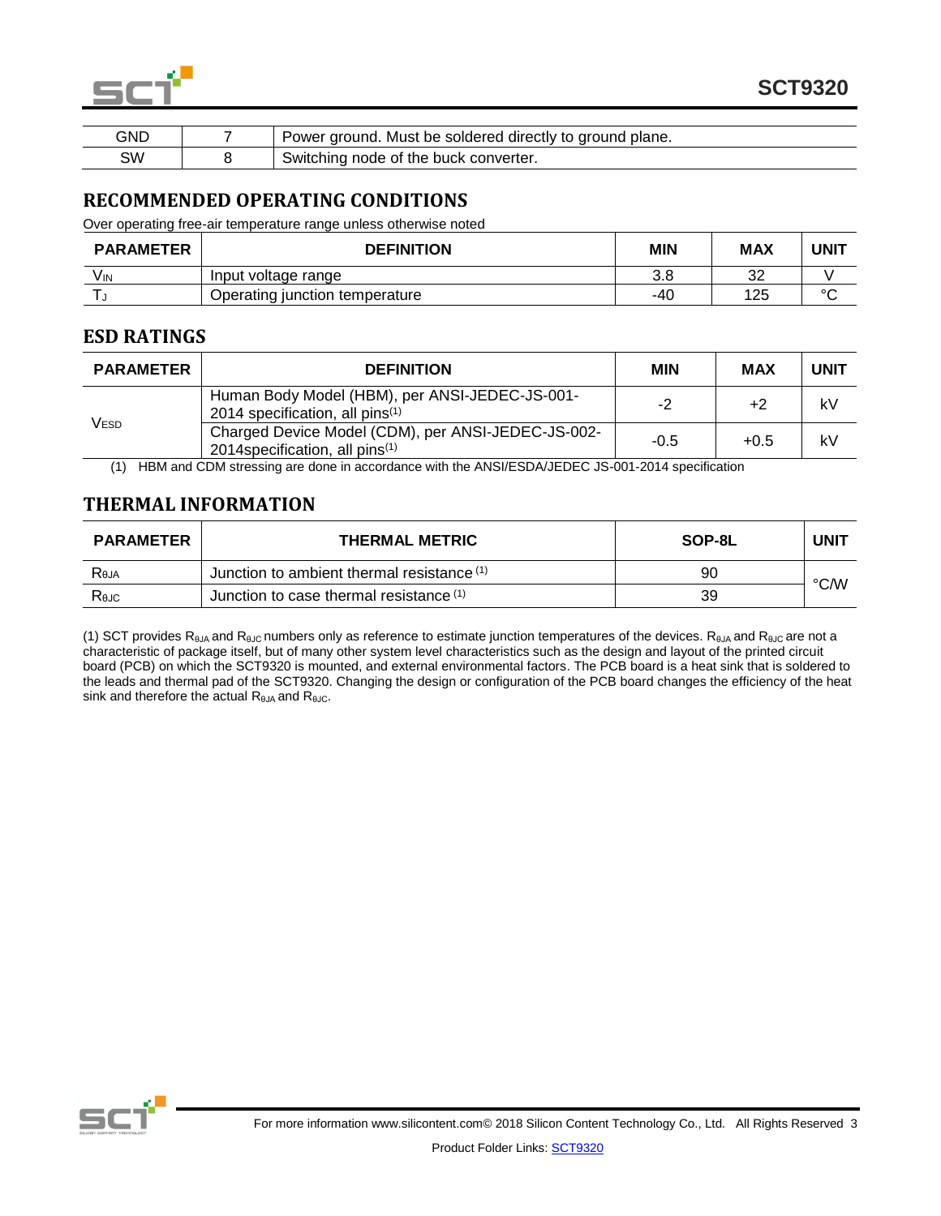| GND | 7 | Power ground. Must be soldered directly to ground plane. |
|---|---|---|
| SW | 8 | Switching node of the buck converter. |

## RECOMMENDED OPERATING CONDITIONS

Over operating free-air temperature range unless otherwise noted

| PARAMETER | DEFINITION | MIN | MAX | UNIT |
|---|---|---|---|---|
| $V_{IN}$ | Input voltage range | 3.8 | 32 | V |
| $T_J$ | Operating junction temperature | -40 | 125 | °C |

## ESD RATINGS

| PARAMETER | DEFINITION | MIN | MAX | UNIT |
|---|---|---|---|---|
| $V_{ESD}$ | Human Body Model (HBM), per ANSI-JEDEC-JS-001-2014 specification, all pins(1) | -2 | +2 | kV |
| | Charged Device Model (CDM), per ANSI-JEDEC-JS-002-2014specification, all pins(1) | -0.5 | +0.5 | kV |

(1) HBM and CDM stressing are done in accordance with the ANSI/ESDA/JEDEC JS-001-2014 specification

## THERMAL INFORMATION

| PARAMETER | THERMAL METRIC | SOP-8L | UNIT |
|---|---|---|---|
| $R_{\theta JA}$ | Junction to ambient thermal resistance (1) | 90 | °C/W |
| $R_{\theta JC}$ | Junction to case thermal resistance (1) | 39 | |

(1) SCT provides $R_{\theta JA}$ and $R_{\theta JC}$ numbers only as reference to estimate junction temperatures of the devices. $R_{\theta JA}$ and $R_{\theta JC}$ are not a characteristic of package itself, but of many other system level characteristics such as the design and layout of the printed circuit board (PCB) on which the SCT9320 is mounted, and external environmental factors. The PCB board is a heat sink that is soldered to the leads and thermal pad of the SCT9320. Changing the design or configuration of the PCB board changes the efficiency of the heat sink and therefore the actual $R_{\theta JA}$ and $R_{\theta JC}$.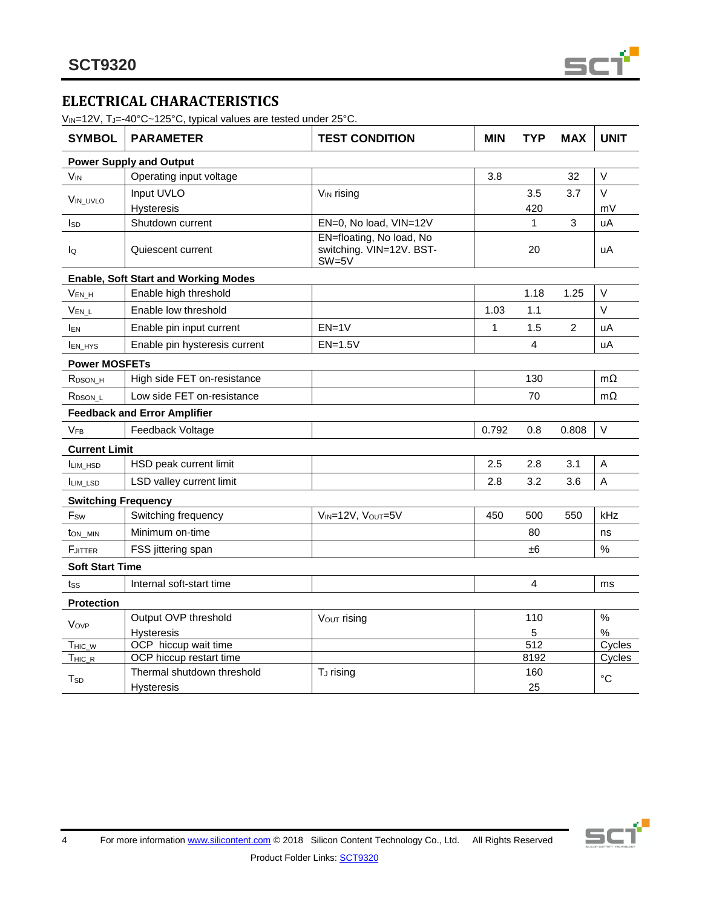## ELECTRICAL CHARACTERISTICS

$V_{IN}$=12V, $T_J$=-40°C~125°C, typical values are tested under 25°C.

| SYMBOL | PARAMETER | TEST CONDITION | MIN | TYP | MAX | UNIT |
|---|---|---|---|---|---|---|
| **Power Supply and Output** | | | | | | |
| $V_{IN}$ | Operating input voltage | | 3.8 | | 32 | V |
| $V_{IN\_UVLO}$ | Input UVLO | $V_{IN}$ rising | | 3.5 | 3.7 | V |
| | Hysteresis | | | 420 | | mV |
| $I_{SD}$ | Shutdown current | EN=0, No load, VIN=12V | | 1 | 3 | uA |
| $I_Q$ | Quiescent current | EN=floating, No load, No switching. VIN=12V. BST-SW=5V | | 20 | | uA |
| **Enable, Soft Start and Working Modes** | | | | | | |
| $V_{EN\_H}$ | Enable high threshold | | | 1.18 | 1.25 | V |
| $V_{EN\_L}$ | Enable low threshold | | 1.03 | 1.1 | | V |
| $I_{EN}$ | Enable pin input current | EN=1V | 1 | 1.5 | 2 | uA |
| $I_{EN\_HYS}$ | Enable pin hysteresis current | EN=1.5V | | 4 | | uA |
| **Power MOSFETs** | | | | | | |
| $R_{DSON\_H}$ | High side FET on-resistance | | | 130 | | mΩ |
| $R_{DSON\_L}$ | Low side FET on-resistance | | | 70 | | mΩ |
| **Feedback and Error Amplifier** | | | | | | |
| $V_{FB}$ | Feedback Voltage | | 0.792 | 0.8 | 0.808 | V |
| **Current Limit** | | | | | | |
| $I_{LIM\_HSD}$ | HSD peak current limit | | 2.5 | 2.8 | 3.1 | A |
| $I_{LIM\_LSD}$ | LSD valley current limit | | 2.8 | 3.2 | 3.6 | A |
| **Switching Frequency** | | | | | | |
| $F_{SW}$ | Switching frequency | $V_{IN}$=12V, $V_{OUT}$=5V | 450 | 500 | 550 | kHz |
| $t_{ON\_MIN}$ | Minimum on-time | | | 80 | | ns |
| $F_{JITTER}$ | FSS jittering span | | | ±6 | | % |
| **Soft Start Time** | | | | | | |
| $t_{SS}$ | Internal soft-start time | | | 4 | | ms |
| **Protection** | | | | | | |
| $V_{OVP}$ | Output OVP threshold | $V_{OUT}$ rising | | 110 | | % |
| | Hysteresis | | | 5 | | % |
| $T_{HIC\_W}$ | OCP hiccup wait time | | | 512 | | Cycles |
| $T_{HIC\_R}$ | OCP hiccup restart time | | | 8192 | | Cycles |
| $T_{SD}$ | Thermal shutdown threshold | $T_J$ rising | | 160 | | °C |
| | Hysteresis | | | 25 | | °C |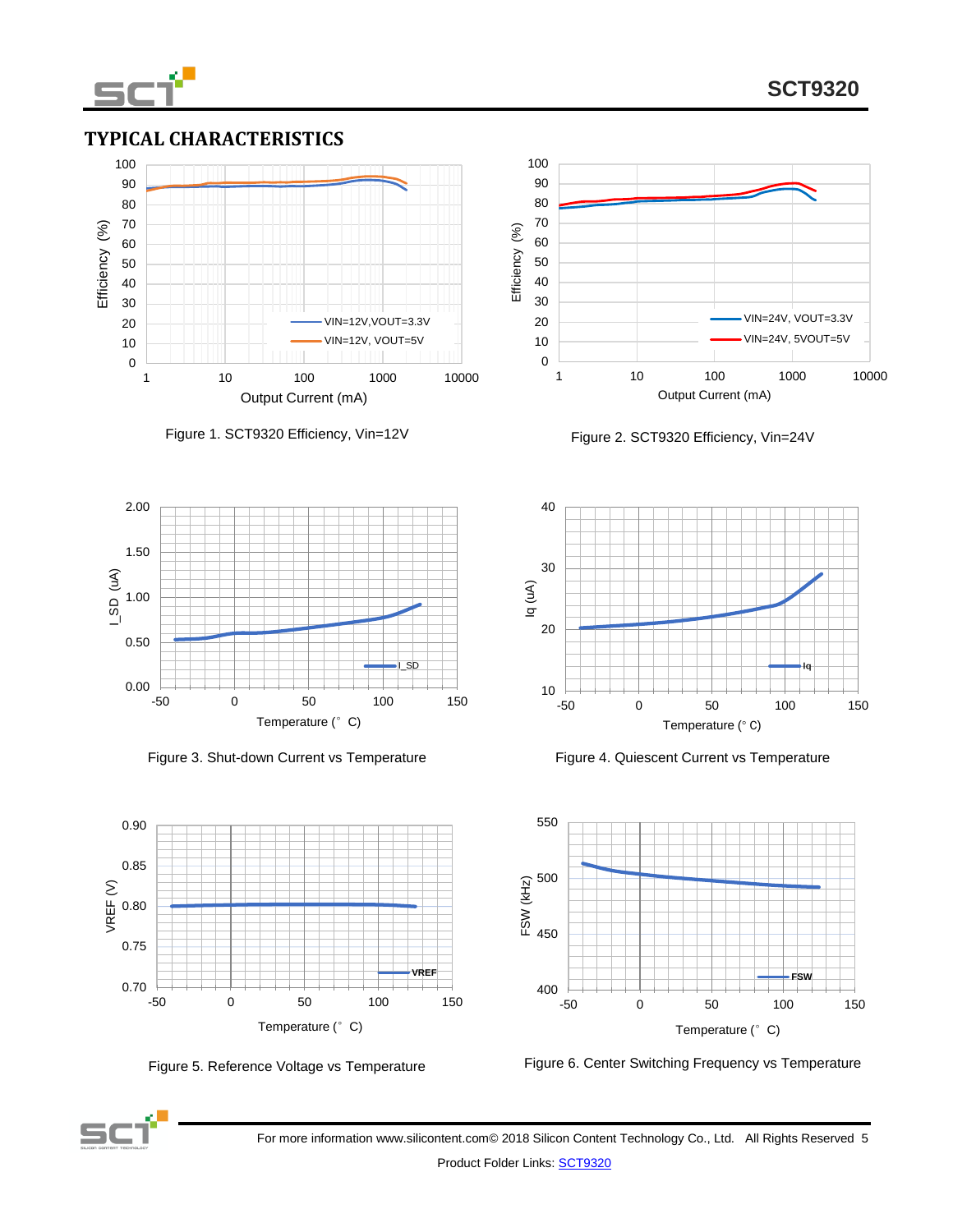## TYPICAL CHARACTERISTICS

Figure 1. SCT9320 Efficiency, Vin=12V

Figure 2. SCT9320 Efficiency, Vin=24V

Figure 3. Shut-down Current vs Temperature

Figure 4. Quiescent Current vs Temperature

Figure 5. Reference Voltage vs Temperature

Figure 6. Center Switching Frequency vs Temperature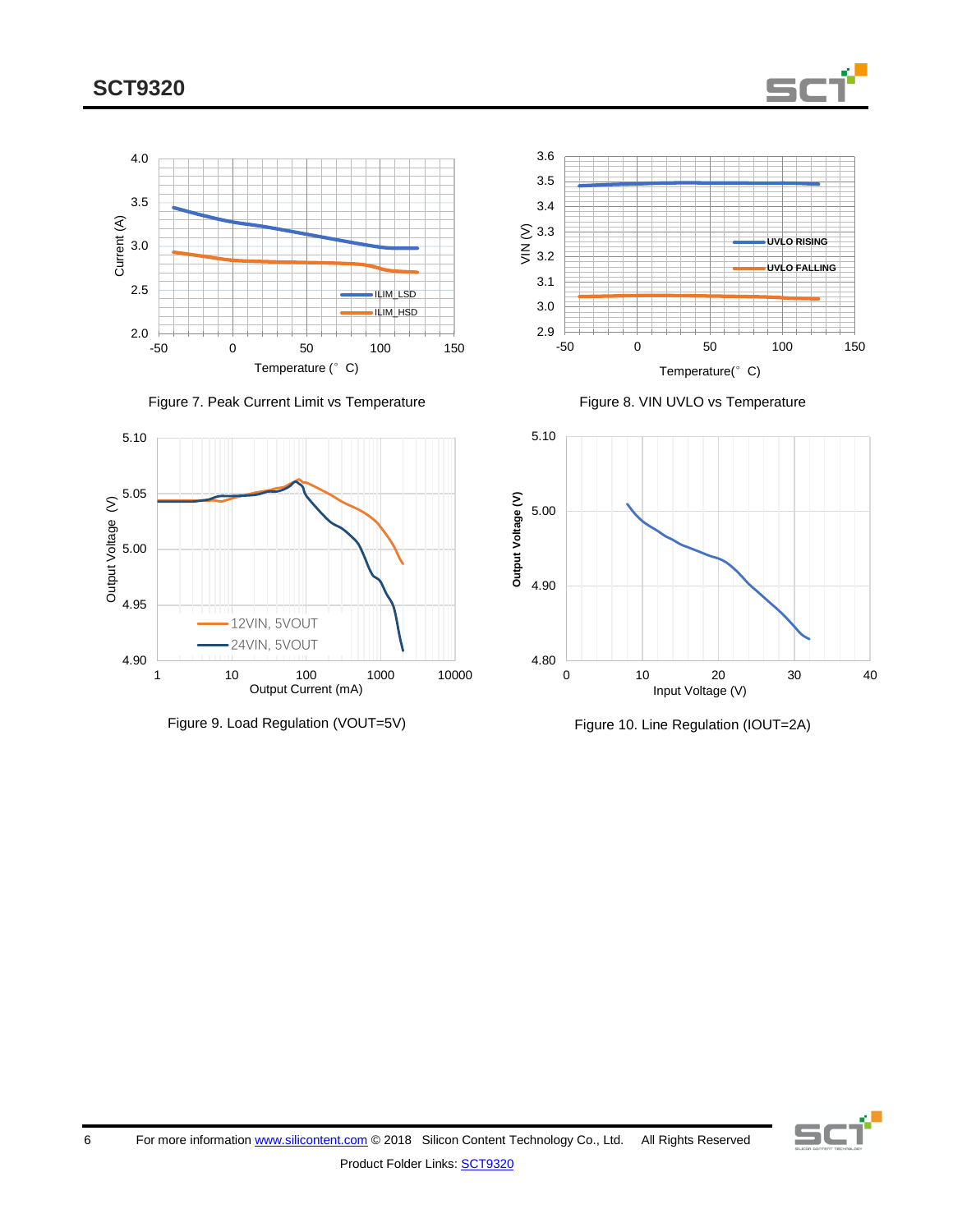Figure 7. Peak Current Limit vs Temperature

Figure 8. VIN UVLO vs Temperature

Figure 9. Load Regulation (VOUT=5V)

Figure 10. Line Regulation (IOUT=2A)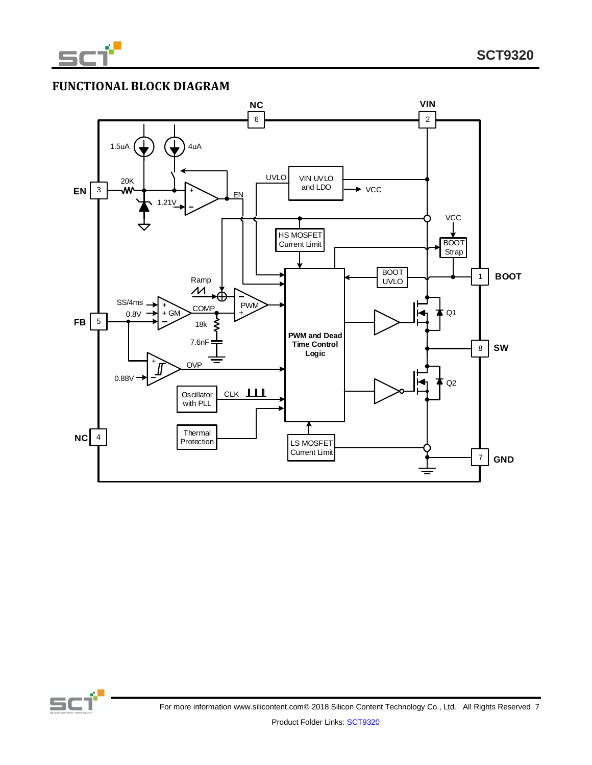## FUNCTIONAL BLOCK DIAGRAM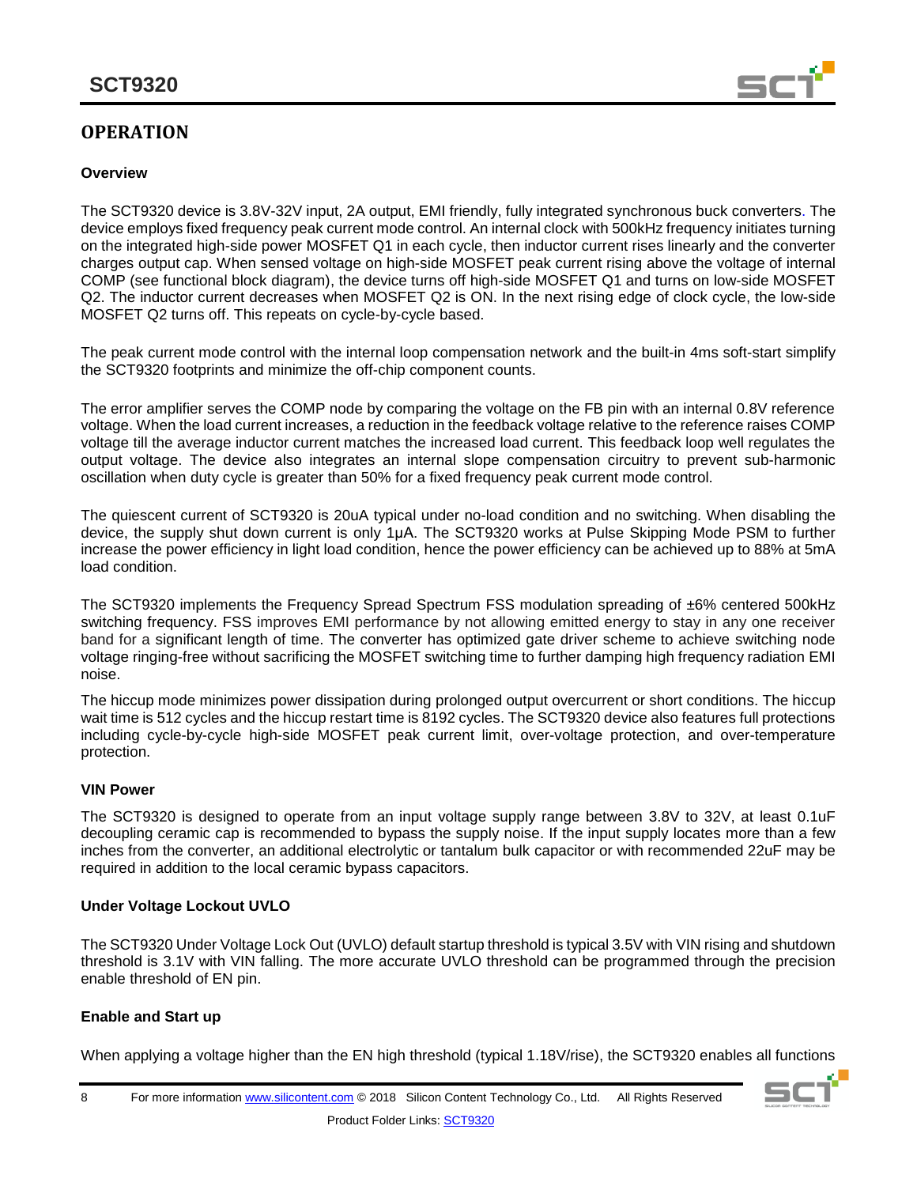## OPERATION

### Overview

The SCT9320 device is 3.8V-32V input, 2A output, EMI friendly, fully integrated synchronous buck converters. The device employs fixed frequency peak current mode control. An internal clock with 500kHz frequency initiates turning on the integrated high-side power MOSFET Q1 in each cycle, then inductor current rises linearly and the converter charges output cap. When sensed voltage on high-side MOSFET peak current rising above the voltage of internal COMP (see functional block diagram), the device turns off high-side MOSFET Q1 and turns on low-side MOSFET Q2. The inductor current decreases when MOSFET Q2 is ON. In the next rising edge of clock cycle, the low-side MOSFET Q2 turns off. This repeats on cycle-by-cycle based.

The peak current mode control with the internal loop compensation network and the built-in 4ms soft-start simplify the SCT9320 footprints and minimize the off-chip component counts.

The error amplifier serves the COMP node by comparing the voltage on the FB pin with an internal 0.8V reference voltage. When the load current increases, a reduction in the feedback voltage relative to the reference raises COMP voltage till the average inductor current matches the increased load current. This feedback loop well regulates the output voltage. The device also integrates an internal slope compensation circuitry to prevent sub-harmonic oscillation when duty cycle is greater than 50% for a fixed frequency peak current mode control.

The quiescent current of SCT9320 is 20uA typical under no-load condition and no switching. When disabling the device, the supply shut down current is only 1μA. The SCT9320 works at Pulse Skipping Mode PSM to further increase the power efficiency in light load condition, hence the power efficiency can be achieved up to 88% at 5mA load condition.

The SCT9320 implements the Frequency Spread Spectrum FSS modulation spreading of ±6% centered 500kHz switching frequency. FSS improves EMI performance by not allowing emitted energy to stay in any one receiver band for a significant length of time. The converter has optimized gate driver scheme to achieve switching node voltage ringing-free without sacrificing the MOSFET switching time to further damping high frequency radiation EMI noise.

The hiccup mode minimizes power dissipation during prolonged output overcurrent or short conditions. The hiccup wait time is 512 cycles and the hiccup restart time is 8192 cycles. The SCT9320 device also features full protections including cycle-by-cycle high-side MOSFET peak current limit, over-voltage protection, and over-temperature protection.

### VIN Power

The SCT9320 is designed to operate from an input voltage supply range between 3.8V to 32V, at least 0.1uF decoupling ceramic cap is recommended to bypass the supply noise. If the input supply locates more than a few inches from the converter, an additional electrolytic or tantalum bulk capacitor or with recommended 22uF may be required in addition to the local ceramic bypass capacitors.

### Under Voltage Lockout UVLO

The SCT9320 Under Voltage Lock Out (UVLO) default startup threshold is typical 3.5V with VIN rising and shutdown threshold is 3.1V with VIN falling. The more accurate UVLO threshold can be programmed through the precision enable threshold of EN pin.

### Enable and Start up

When applying a voltage higher than the EN high threshold (typical 1.18V/rise), the SCT9320 enables all functions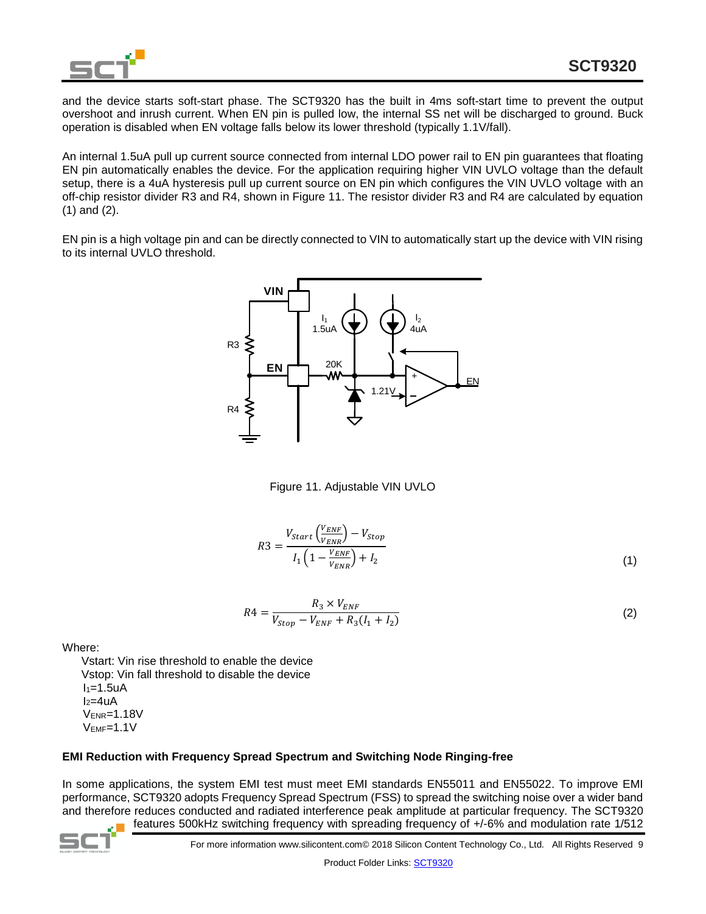and the device starts soft-start phase. The SCT9320 has the built in 4ms soft-start time to prevent the output overshoot and inrush current. When EN pin is pulled low, the internal SS net will be discharged to ground. Buck operation is disabled when EN voltage falls below its lower threshold (typically 1.1V/fall).

An internal 1.5uA pull up current source connected from internal LDO power rail to EN pin guarantees that floating EN pin automatically enables the device. For the application requiring higher VIN UVLO voltage than the default setup, there is a 4uA hysteresis pull up current source on EN pin which configures the VIN UVLO voltage with an off-chip resistor divider R3 and R4, shown in Figure 11. The resistor divider R3 and R4 are calculated by equation (1) and (2).

EN pin is a high voltage pin and can be directly connected to VIN to automatically start up the device with VIN rising to its internal UVLO threshold.

Figure 11. Adjustable VIN UVLO

$$R3 = \frac{V_{Start}\left(\frac{V_{ENF}}{V_{ENR}}\right) - V_{Stop}}{I_1\left(1 - \frac{V_{ENF}}{V_{ENR}}\right) + I_2} \tag{1}$$

$$R4 = \frac{R_3 \times V_{ENF}}{V_{Stop} - V_{ENF} + R_3(I_1 + I_2)} \tag{2}$$

Where:

- Vstart: Vin rise threshold to enable the device
- Vstop: Vin fall threshold to disable the device
- $I_1$=1.5uA
- $I_2$=4uA
- $V_{ENR}$=1.18V
- $V_{EMF}$=1.1V

### EMI Reduction with Frequency Spread Spectrum and Switching Node Ringing-free

In some applications, the system EMI test must meet EMI standards EN55011 and EN55022. To improve EMI performance, SCT9320 adopts Frequency Spread Spectrum (FSS) to spread the switching noise over a wider band and therefore reduces conducted and radiated interference peak amplitude at particular frequency. The SCT9320 features 500kHz switching frequency with spreading frequency of +/-6% and modulation rate 1/512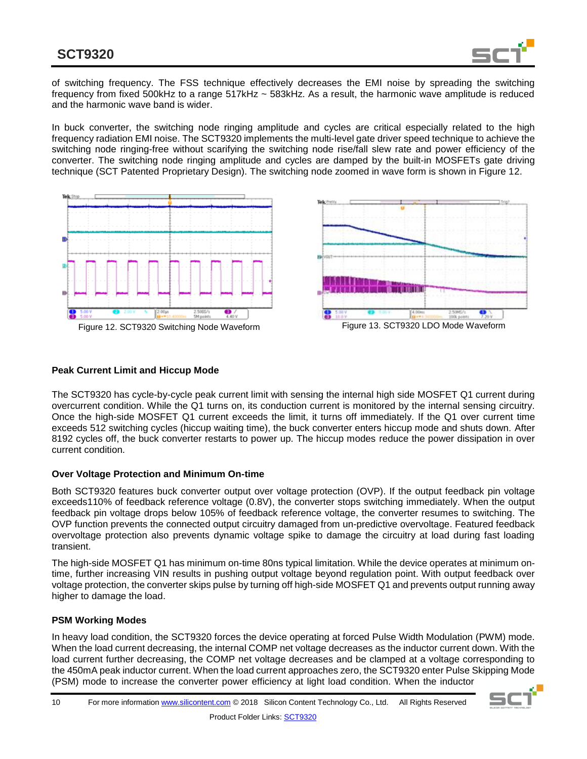of switching frequency. The FSS technique effectively decreases the EMI noise by spreading the switching frequency from fixed 500kHz to a range 517kHz ~ 583kHz. As a result, the harmonic wave amplitude is reduced and the harmonic wave band is wider.

In buck converter, the switching node ringing amplitude and cycles are critical especially related to the high frequency radiation EMI noise. The SCT9320 implements the multi-level gate driver speed technique to achieve the switching node ringing-free without scarifying the switching node rise/fall slew rate and power efficiency of the converter. The switching node ringing amplitude and cycles are damped by the built-in MOSFETs gate driving technique (SCT Patented Proprietary Design). The switching node zoomed in wave form is shown in Figure 12.

Figure 12. SCT9320 Switching Node Waveform

Figure 13. SCT9320 LDO Mode Waveform

### Peak Current Limit and Hiccup Mode

The SCT9320 has cycle-by-cycle peak current limit with sensing the internal high side MOSFET Q1 current during overcurrent condition. While the Q1 turns on, its conduction current is monitored by the internal sensing circuitry. Once the high-side MOSFET Q1 current exceeds the limit, it turns off immediately. If the Q1 over current time exceeds 512 switching cycles (hiccup waiting time), the buck converter enters hiccup mode and shuts down. After 8192 cycles off, the buck converter restarts to power up. The hiccup modes reduce the power dissipation in over current condition.

### Over Voltage Protection and Minimum On-time

Both SCT9320 features buck converter output over voltage protection (OVP). If the output feedback pin voltage exceeds110% of feedback reference voltage (0.8V), the converter stops switching immediately. When the output feedback pin voltage drops below 105% of feedback reference voltage, the converter resumes to switching. The OVP function prevents the connected output circuitry damaged from un-predictive overvoltage. Featured feedback overvoltage protection also prevents dynamic voltage spike to damage the circuitry at load during fast loading transient.

The high-side MOSFET Q1 has minimum on-time 80ns typical limitation. While the device operates at minimum on-time, further increasing VIN results in pushing output voltage beyond regulation point. With output feedback over voltage protection, the converter skips pulse by turning off high-side MOSFET Q1 and prevents output running away higher to damage the load.

### PSM Working Modes

In heavy load condition, the SCT9320 forces the device operating at forced Pulse Width Modulation (PWM) mode. When the load current decreasing, the internal COMP net voltage decreases as the inductor current down. With the load current further decreasing, the COMP net voltage decreases and be clamped at a voltage corresponding to the 450mA peak inductor current. When the load current approaches zero, the SCT9320 enter Pulse Skipping Mode (PSM) mode to increase the converter power efficiency at light load condition. When the inductor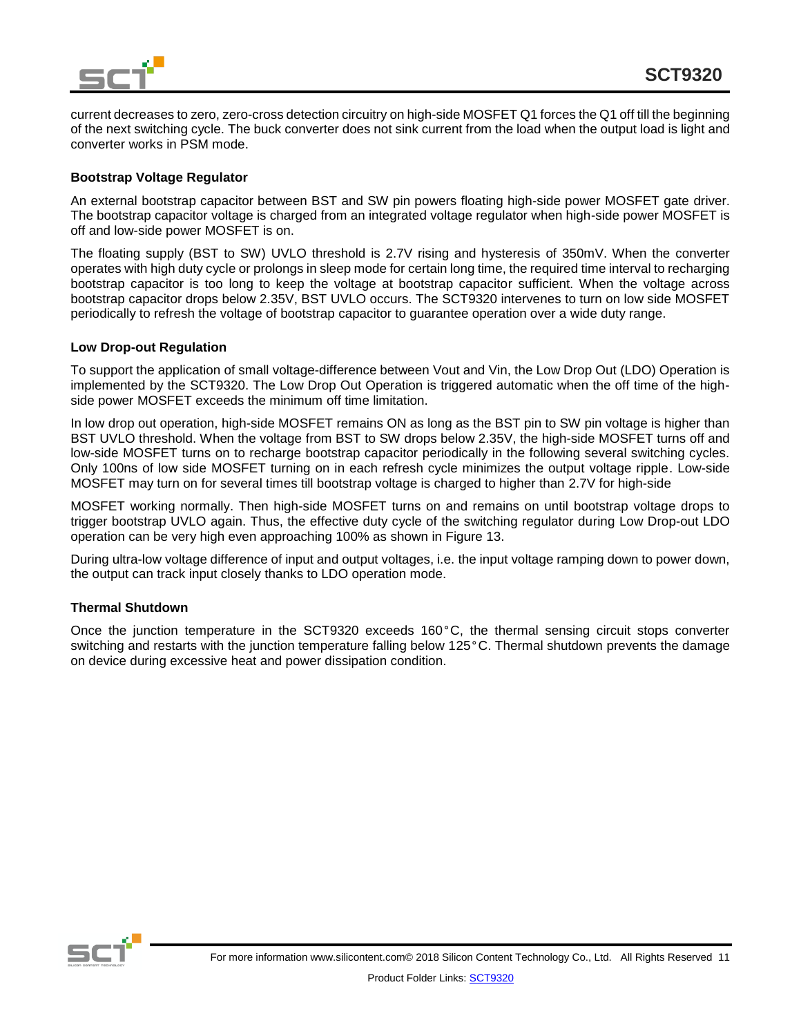current decreases to zero, zero-cross detection circuitry on high-side MOSFET Q1 forces the Q1 off till the beginning of the next switching cycle. The buck converter does not sink current from the load when the output load is light and converter works in PSM mode.

### Bootstrap Voltage Regulator

An external bootstrap capacitor between BST and SW pin powers floating high-side power MOSFET gate driver. The bootstrap capacitor voltage is charged from an integrated voltage regulator when high-side power MOSFET is off and low-side power MOSFET is on.

The floating supply (BST to SW) UVLO threshold is 2.7V rising and hysteresis of 350mV. When the converter operates with high duty cycle or prolongs in sleep mode for certain long time, the required time interval to recharging bootstrap capacitor is too long to keep the voltage at bootstrap capacitor sufficient. When the voltage across bootstrap capacitor drops below 2.35V, BST UVLO occurs. The SCT9320 intervenes to turn on low side MOSFET periodically to refresh the voltage of bootstrap capacitor to guarantee operation over a wide duty range.

### Low Drop-out Regulation

To support the application of small voltage-difference between Vout and Vin, the Low Drop Out (LDO) Operation is implemented by the SCT9320. The Low Drop Out Operation is triggered automatic when the off time of the high-side power MOSFET exceeds the minimum off time limitation.

In low drop out operation, high-side MOSFET remains ON as long as the BST pin to SW pin voltage is higher than BST UVLO threshold. When the voltage from BST to SW drops below 2.35V, the high-side MOSFET turns off and low-side MOSFET turns on to recharge bootstrap capacitor periodically in the following several switching cycles. Only 100ns of low side MOSFET turning on in each refresh cycle minimizes the output voltage ripple. Low-side MOSFET may turn on for several times till bootstrap voltage is charged to higher than 2.7V for high-side

MOSFET working normally. Then high-side MOSFET turns on and remains on until bootstrap voltage drops to trigger bootstrap UVLO again. Thus, the effective duty cycle of the switching regulator during Low Drop-out LDO operation can be very high even approaching 100% as shown in Figure 13.

During ultra-low voltage difference of input and output voltages, i.e. the input voltage ramping down to power down, the output can track input closely thanks to LDO operation mode.

### Thermal Shutdown

Once the junction temperature in the SCT9320 exceeds 160°C, the thermal sensing circuit stops converter switching and restarts with the junction temperature falling below 125°C. Thermal shutdown prevents the damage on device during excessive heat and power dissipation condition.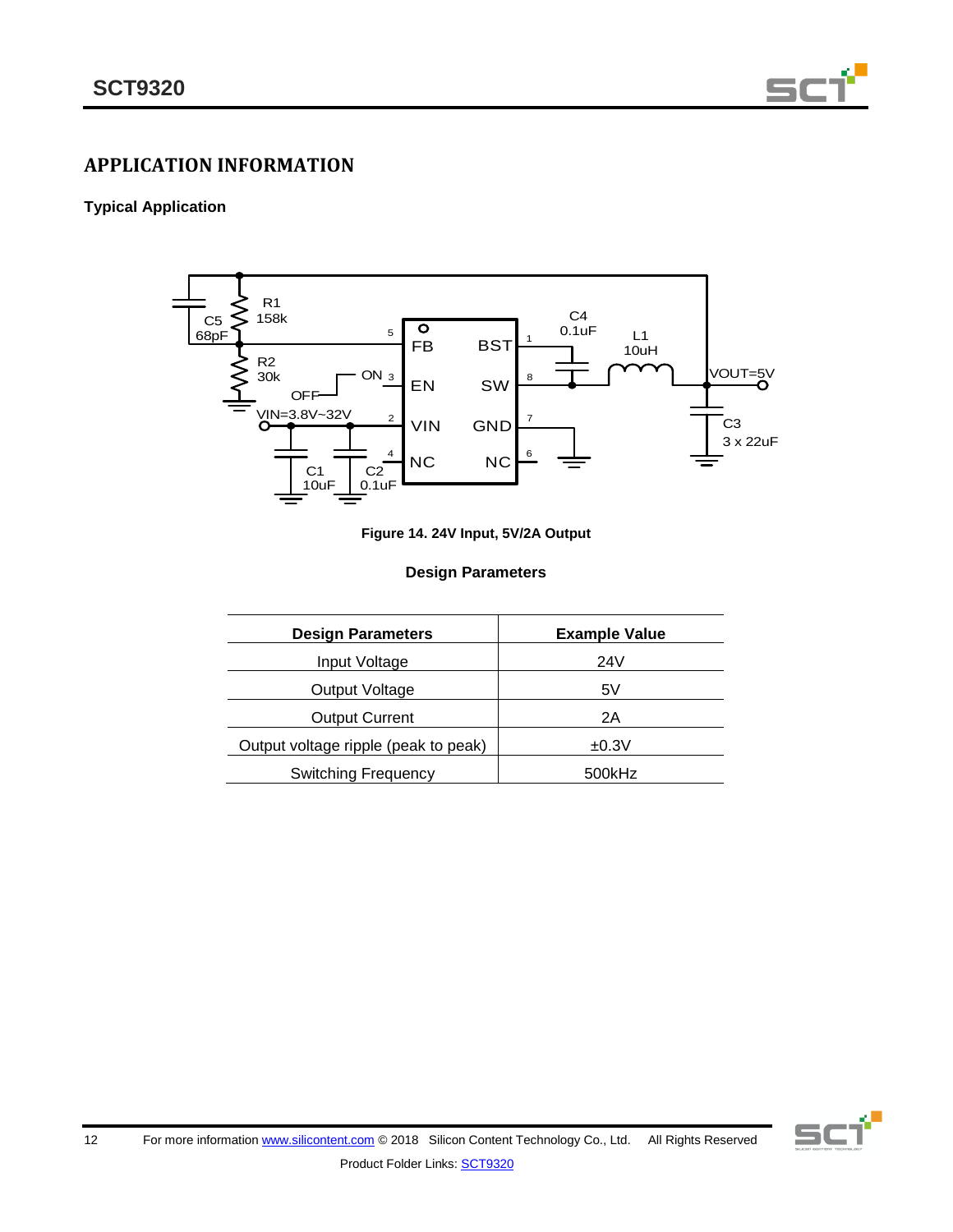## APPLICATION INFORMATION

### Typical Application

Figure 14. 24V Input, 5V/2A Output

**Design Parameters**

| Design Parameters | Example Value |
| --- | --- |
| Input Voltage | 24V |
| Output Voltage | 5V |
| Output Current | 2A |
| Output voltage ripple (peak to peak) | ±0.3V |
| Switching Frequency | 500kHz |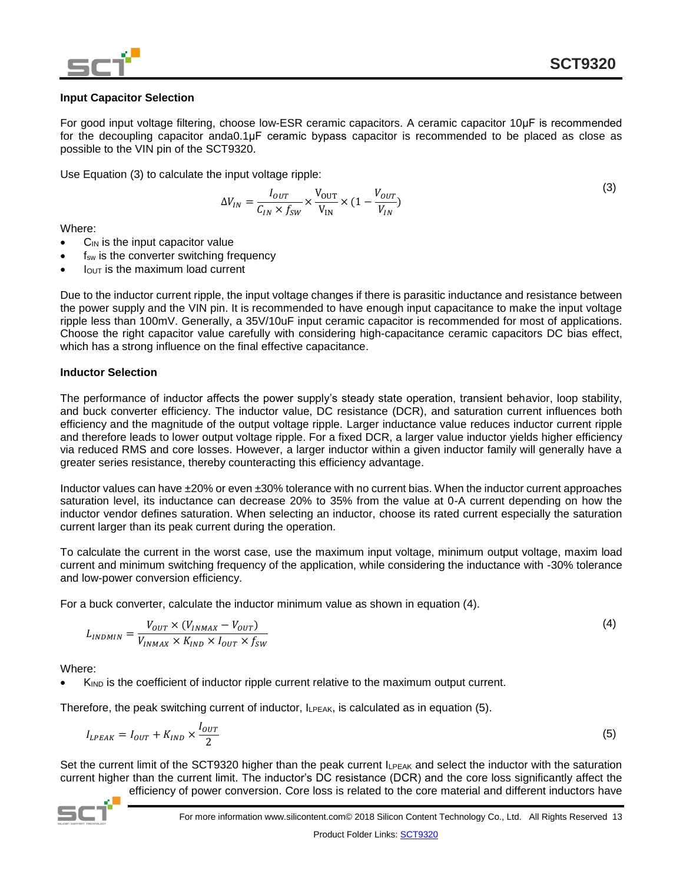### Input Capacitor Selection

For good input voltage filtering, choose low-ESR ceramic capacitors. A ceramic capacitor 10μF is recommended for the decoupling capacitor anda0.1μF ceramic bypass capacitor is recommended to be placed as close as possible to the VIN pin of the SCT9320.

Use Equation (3) to calculate the input voltage ripple:

$$\Delta V_{IN} = \frac{I_{OUT}}{C_{IN} \times f_{SW}} \times \frac{V_{OUT}}{V_{IN}} \times (1 - \frac{V_{OUT}}{V_{IN}}) \tag{3}$$

Where:

- $C_{IN}$ is the input capacitor value
- $f_{sw}$ is the converter switching frequency
- $I_{OUT}$ is the maximum load current

Due to the inductor current ripple, the input voltage changes if there is parasitic inductance and resistance between the power supply and the VIN pin. It is recommended to have enough input capacitance to make the input voltage ripple less than 100mV. Generally, a 35V/10uF input ceramic capacitor is recommended for most of applications. Choose the right capacitor value carefully with considering high-capacitance ceramic capacitors DC bias effect, which has a strong influence on the final effective capacitance.

### Inductor Selection

The performance of inductor affects the power supply's steady state operation, transient behavior, loop stability, and buck converter efficiency. The inductor value, DC resistance (DCR), and saturation current influences both efficiency and the magnitude of the output voltage ripple. Larger inductance value reduces inductor current ripple and therefore leads to lower output voltage ripple. For a fixed DCR, a larger value inductor yields higher efficiency via reduced RMS and core losses. However, a larger inductor within a given inductor family will generally have a greater series resistance, thereby counteracting this efficiency advantage.

Inductor values can have ±20% or even ±30% tolerance with no current bias. When the inductor current approaches saturation level, its inductance can decrease 20% to 35% from the value at 0-A current depending on how the inductor vendor defines saturation. When selecting an inductor, choose its rated current especially the saturation current larger than its peak current during the operation.

To calculate the current in the worst case, use the maximum input voltage, minimum output voltage, maxim load current and minimum switching frequency of the application, while considering the inductance with -30% tolerance and low-power conversion efficiency.

For a buck converter, calculate the inductor minimum value as shown in equation (4).

$$L_{INDMIN} = \frac{V_{OUT} \times (V_{INMAX} - V_{OUT})}{V_{INMAX} \times K_{IND} \times I_{OUT} \times f_{SW}} \tag{4}$$

Where:

- $K_{IND}$ is the coefficient of inductor ripple current relative to the maximum output current.

Therefore, the peak switching current of inductor, $I_{LPEAK}$, is calculated as in equation (5).

$$I_{LPEAK} = I_{OUT} + K_{IND} \times \frac{I_{OUT}}{2} \tag{5}$$

Set the current limit of the SCT9320 higher than the peak current $I_{LPEAK}$ and select the inductor with the saturation current higher than the current limit. The inductor's DC resistance (DCR) and the core loss significantly affect the efficiency of power conversion. Core loss is related to the core material and different inductors have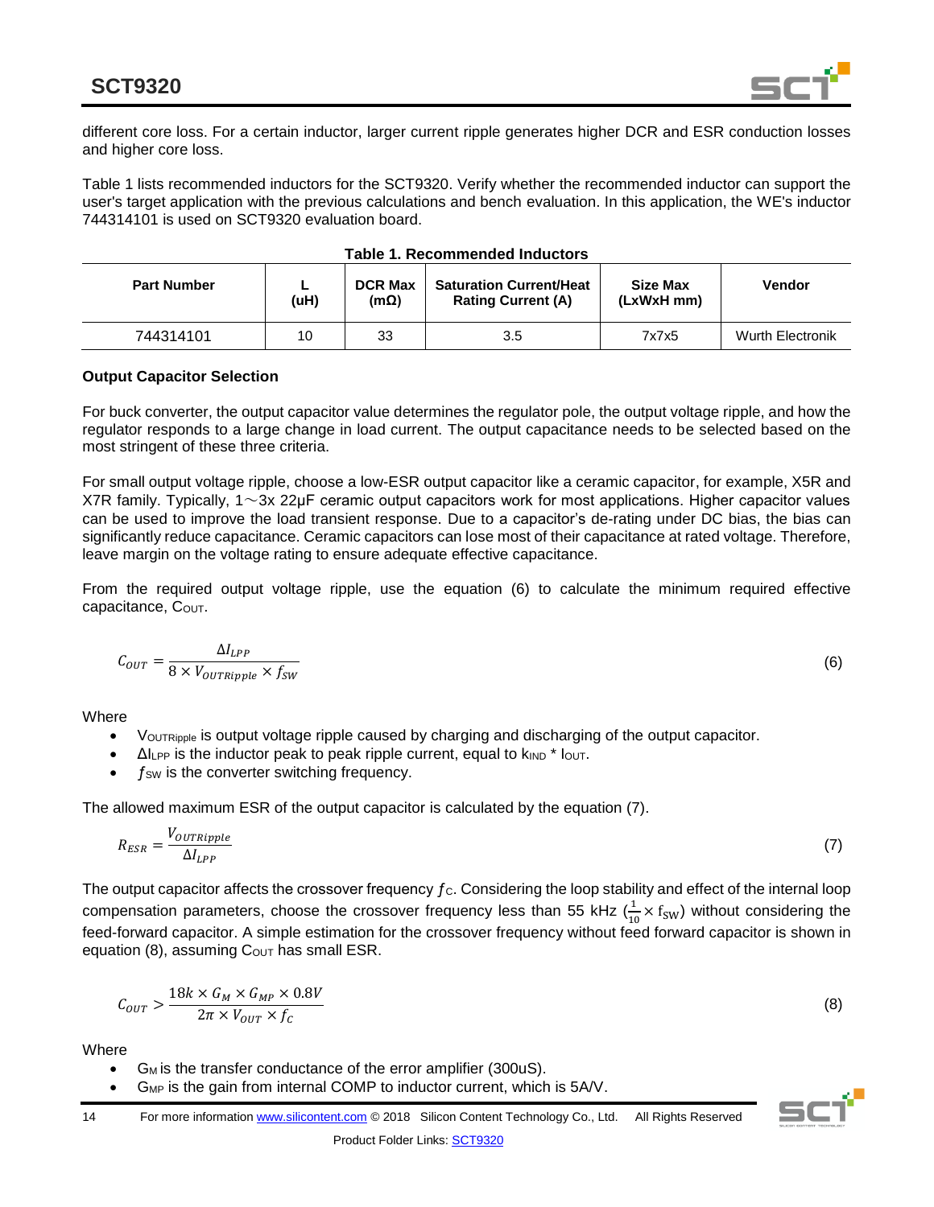different core loss. For a certain inductor, larger current ripple generates higher DCR and ESR conduction losses and higher core loss.

Table 1 lists recommended inductors for the SCT9320. Verify whether the recommended inductor can support the user's target application with the previous calculations and bench evaluation. In this application, the WE's inductor 744314101 is used on SCT9320 evaluation board.

**Table 1. Recommended Inductors**

| Part Number | L (uH) | DCR Max (mΩ) | Saturation Current/Heat Rating Current (A) | Size Max (LxWxH mm) | Vendor |
|---|---|---|---|---|---|
| 744314101 | 10 | 33 | 3.5 | 7x7x5 | Wurth Electronik |

**Output Capacitor Selection**

For buck converter, the output capacitor value determines the regulator pole, the output voltage ripple, and how the regulator responds to a large change in load current. The output capacitance needs to be selected based on the most stringent of these three criteria.

For small output voltage ripple, choose a low-ESR output capacitor like a ceramic capacitor, for example, X5R and X7R family. Typically, 1～3x 22µF ceramic output capacitors work for most applications. Higher capacitor values can be used to improve the load transient response. Due to a capacitor's de-rating under DC bias, the bias can significantly reduce capacitance. Ceramic capacitors can lose most of their capacitance at rated voltage. Therefore, leave margin on the voltage rating to ensure adequate effective capacitance.

From the required output voltage ripple, use the equation (6) to calculate the minimum required effective capacitance, $C_{OUT}$.

$$C_{OUT} = \frac{\Delta I_{LPP}}{8 \times V_{OUTRipple} \times f_{SW}} \tag{6}$$

Where

- $V_{OUTRipple}$ is output voltage ripple caused by charging and discharging of the output capacitor.
- $\Delta I_{LPP}$ is the inductor peak to peak ripple current, equal to $k_{IND} * I_{OUT}$.
- $f_{SW}$ is the converter switching frequency.

The allowed maximum ESR of the output capacitor is calculated by the equation (7).

$$R_{ESR} = \frac{V_{OUTRipple}}{\Delta I_{LPP}} \tag{7}$$

The output capacitor affects the crossover frequency $f_C$. Considering the loop stability and effect of the internal loop compensation parameters, choose the crossover frequency less than 55 kHz ($\frac{1}{10} \times f_{SW}$) without considering the feed-forward capacitor. A simple estimation for the crossover frequency without feed forward capacitor is shown in equation (8), assuming $C_{OUT}$ has small ESR.

$$C_{OUT} > \frac{18k \times G_M \times G_{MP} \times 0.8V}{2\pi \times V_{OUT} \times f_C} \tag{8}$$

Where

- $G_M$ is the transfer conductance of the error amplifier (300uS).
- $G_{MP}$ is the gain from internal COMP to inductor current, which is 5A/V.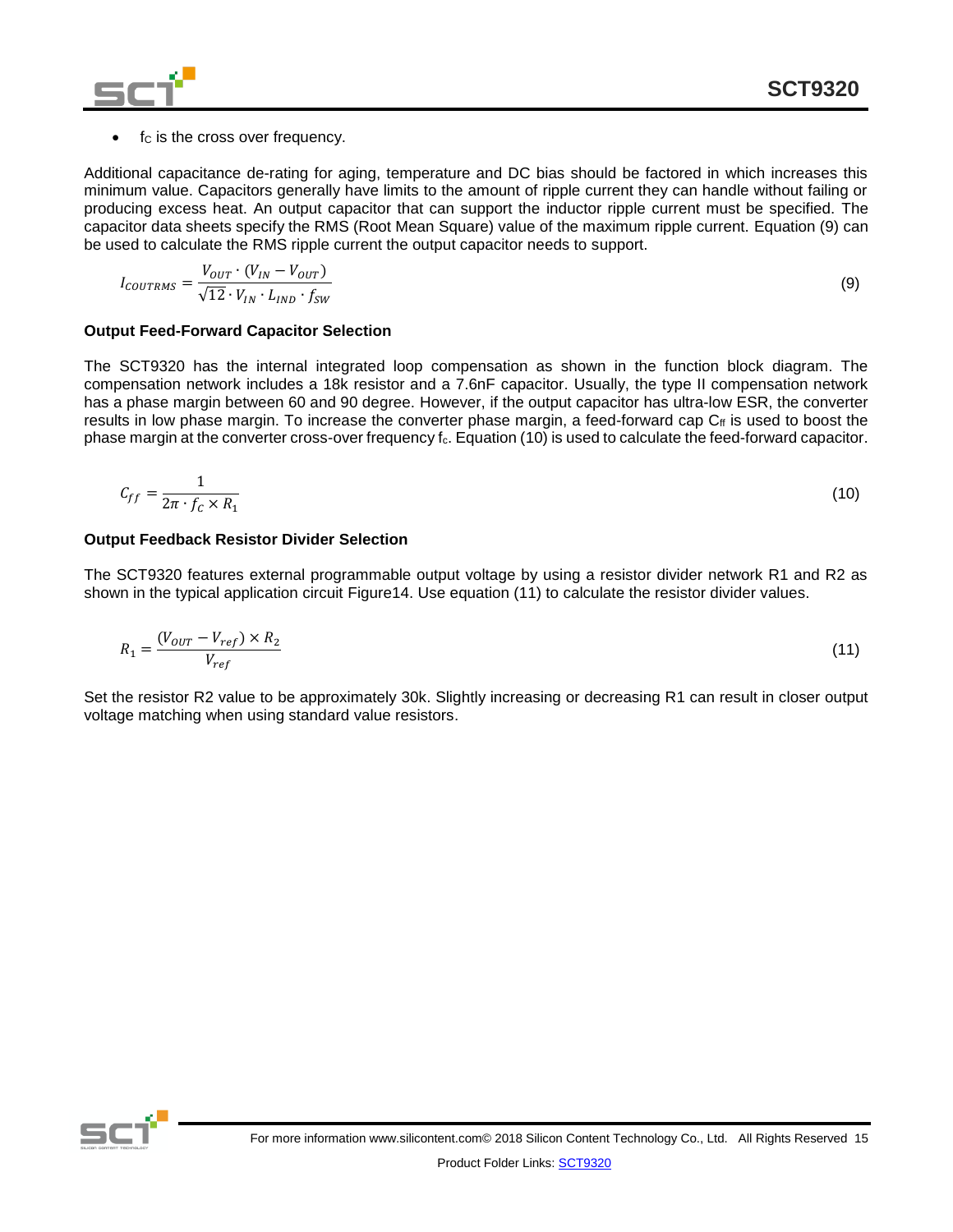- $f_C$ is the cross over frequency.

Additional capacitance de-rating for aging, temperature and DC bias should be factored in which increases this minimum value. Capacitors generally have limits to the amount of ripple current they can handle without failing or producing excess heat. An output capacitor that can support the inductor ripple current must be specified. The capacitor data sheets specify the RMS (Root Mean Square) value of the maximum ripple current. Equation (9) can be used to calculate the RMS ripple current the output capacitor needs to support.

$$I_{COUTRMS} = \frac{V_{OUT} \cdot (V_{IN} - V_{OUT})}{\sqrt{12} \cdot V_{IN} \cdot L_{IND} \cdot f_{SW}} \tag{9}$$

### Output Feed-Forward Capacitor Selection

The SCT9320 has the internal integrated loop compensation as shown in the function block diagram. The compensation network includes a 18k resistor and a 7.6nF capacitor. Usually, the type II compensation network has a phase margin between 60 and 90 degree. However, if the output capacitor has ultra-low ESR, the converter results in low phase margin. To increase the converter phase margin, a feed-forward cap $C_{ff}$ is used to boost the phase margin at the converter cross-over frequency $f_c$. Equation (10) is used to calculate the feed-forward capacitor.

$$C_{ff} = \frac{1}{2\pi \cdot f_C \times R_1} \tag{10}$$

### Output Feedback Resistor Divider Selection

The SCT9320 features external programmable output voltage by using a resistor divider network R1 and R2 as shown in the typical application circuit Figure14. Use equation (11) to calculate the resistor divider values.

$$R_1 = \frac{(V_{OUT} - V_{ref}) \times R_2}{V_{ref}} \tag{11}$$

Set the resistor R2 value to be approximately 30k. Slightly increasing or decreasing R1 can result in closer output voltage matching when using standard value resistors.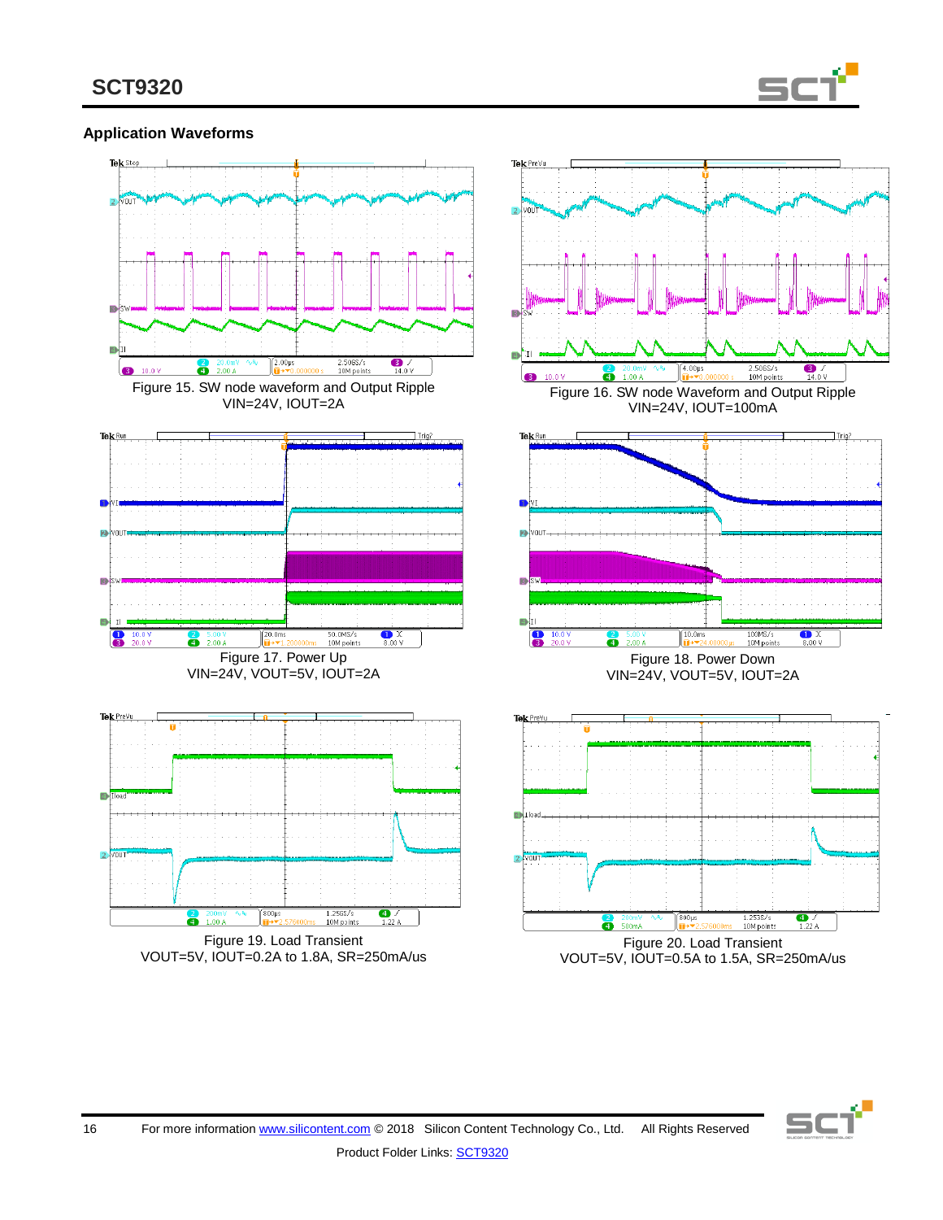## Application Waveforms

Figure 15. SW node waveform and Output Ripple
VIN=24V, IOUT=2A

Figure 16. SW node Waveform and Output Ripple
VIN=24V, IOUT=100mA

Figure 17. Power Up
VIN=24V, VOUT=5V, IOUT=2A

Figure 18. Power Down
VIN=24V, VOUT=5V, IOUT=2A

Figure 19. Load Transient
VOUT=5V, IOUT=0.2A to 1.8A, SR=250mA/us

Figure 20. Load Transient
VOUT=5V, IOUT=0.5A to 1.5A, SR=250mA/us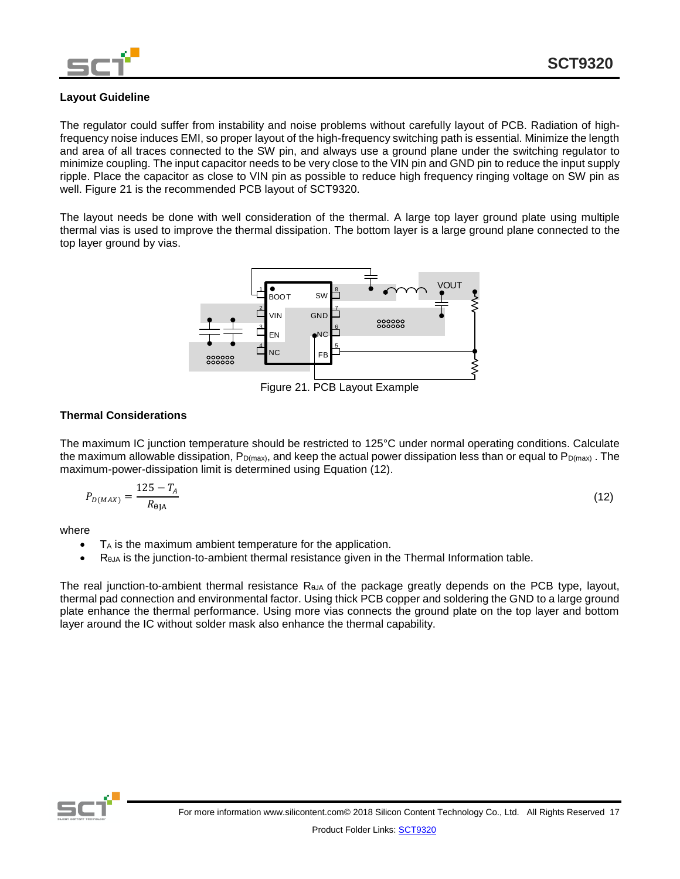## Layout Guideline

The regulator could suffer from instability and noise problems without carefully layout of PCB. Radiation of high-frequency noise induces EMI, so proper layout of the high-frequency switching path is essential. Minimize the length and area of all traces connected to the SW pin, and always use a ground plane under the switching regulator to minimize coupling. The input capacitor needs to be very close to the VIN pin and GND pin to reduce the input supply ripple. Place the capacitor as close to VIN pin as possible to reduce high frequency ringing voltage on SW pin as well. Figure 21 is the recommended PCB layout of SCT9320.

The layout needs be done with well consideration of the thermal. A large top layer ground plate using multiple thermal vias is used to improve the thermal dissipation. The bottom layer is a large ground plane connected to the top layer ground by vias.

Figure 21. PCB Layout Example

## Thermal Considerations

The maximum IC junction temperature should be restricted to 125°C under normal operating conditions. Calculate the maximum allowable dissipation, $P_{D(max)}$, and keep the actual power dissipation less than or equal to $P_{D(max)}$ . The maximum-power-dissipation limit is determined using Equation (12).

$$P_{D(MAX)} = \frac{125 - T_A}{R_{\theta JA}} \tag{12}$$

where

- $T_A$ is the maximum ambient temperature for the application.
- $R_{\theta JA}$ is the junction-to-ambient thermal resistance given in the Thermal Information table.

The real junction-to-ambient thermal resistance $R_{\theta JA}$ of the package greatly depends on the PCB type, layout, thermal pad connection and environmental factor. Using thick PCB copper and soldering the GND to a large ground plate enhance the thermal performance. Using more vias connects the ground plate on the top layer and bottom layer around the IC without solder mask also enhance the thermal capability.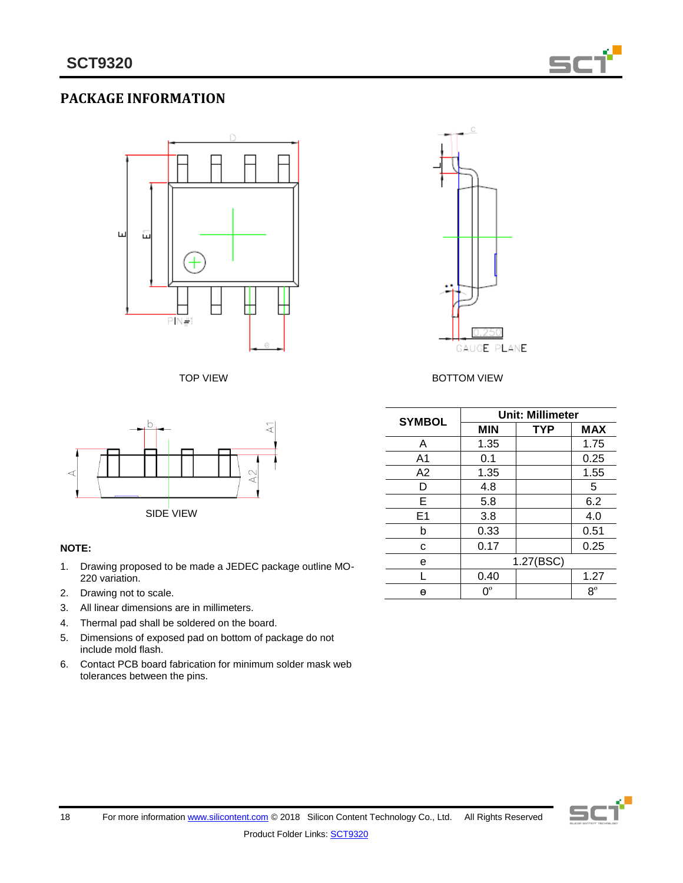## PACKAGE INFORMATION

TOP VIEW

BOTTOM VIEW

SIDE VIEW

| SYMBOL | Unit: Millimeter | | |
|---|---|---|---|
| | MIN | TYP | MAX |
| A | 1.35 | | 1.75 |
| A1 | 0.1 | | 0.25 |
| A2 | 1.35 | | 1.55 |
| D | 4.8 | | 5 |
| E | 5.8 | | 6.2 |
| E1 | 3.8 | | 4.0 |
| b | 0.33 | | 0.51 |
| c | 0.17 | | 0.25 |
| e | | 1.27(BSC) | |
| L | 0.40 | | 1.27 |
| ϴ | 0º | | 8º |

**NOTE:**

1. Drawing proposed to be made a JEDEC package outline MO-220 variation.
2. Drawing not to scale.
3. All linear dimensions are in millimeters.
4. Thermal pad shall be soldered on the board.
5. Dimensions of exposed pad on bottom of package do not include mold flash.
6. Contact PCB board fabrication for minimum solder mask web tolerances between the pins.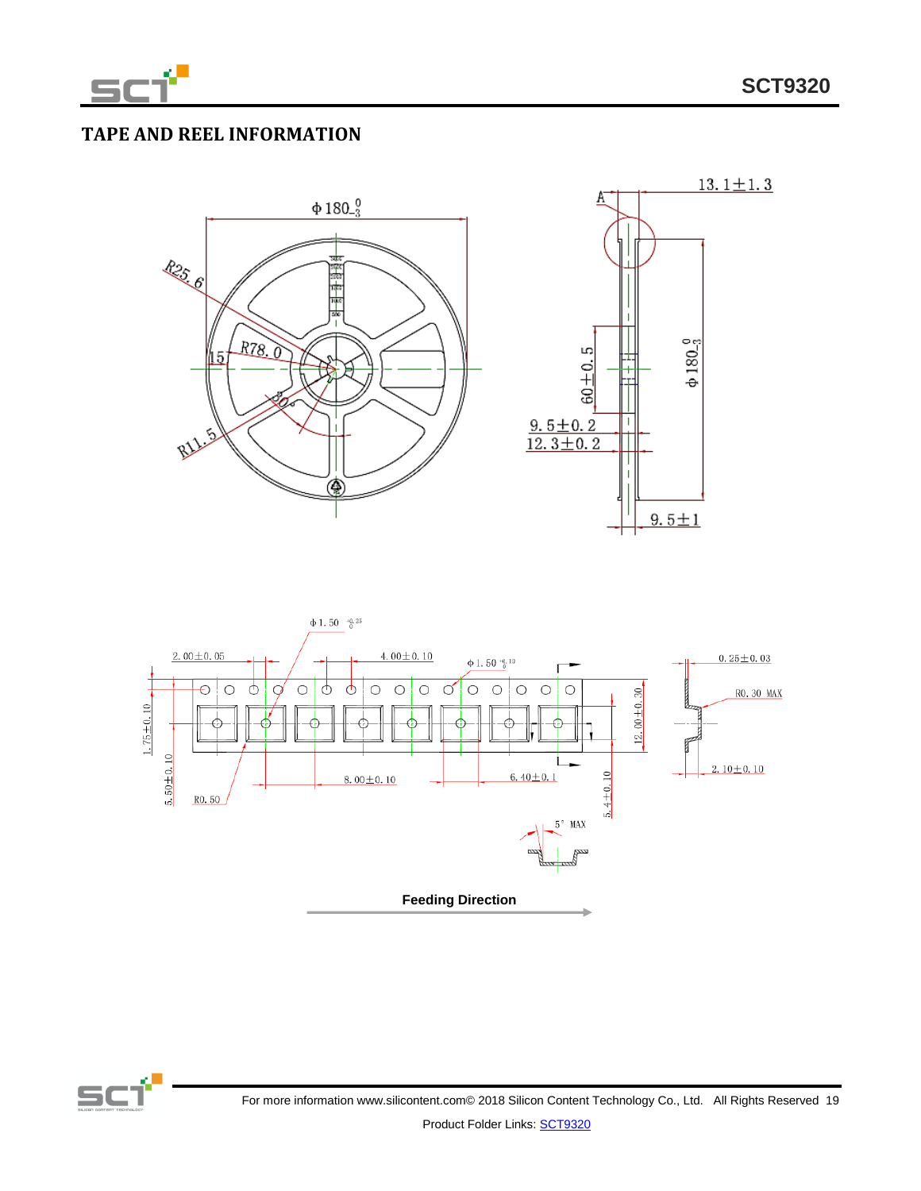## TAPE AND REEL INFORMATION

Feeding Direction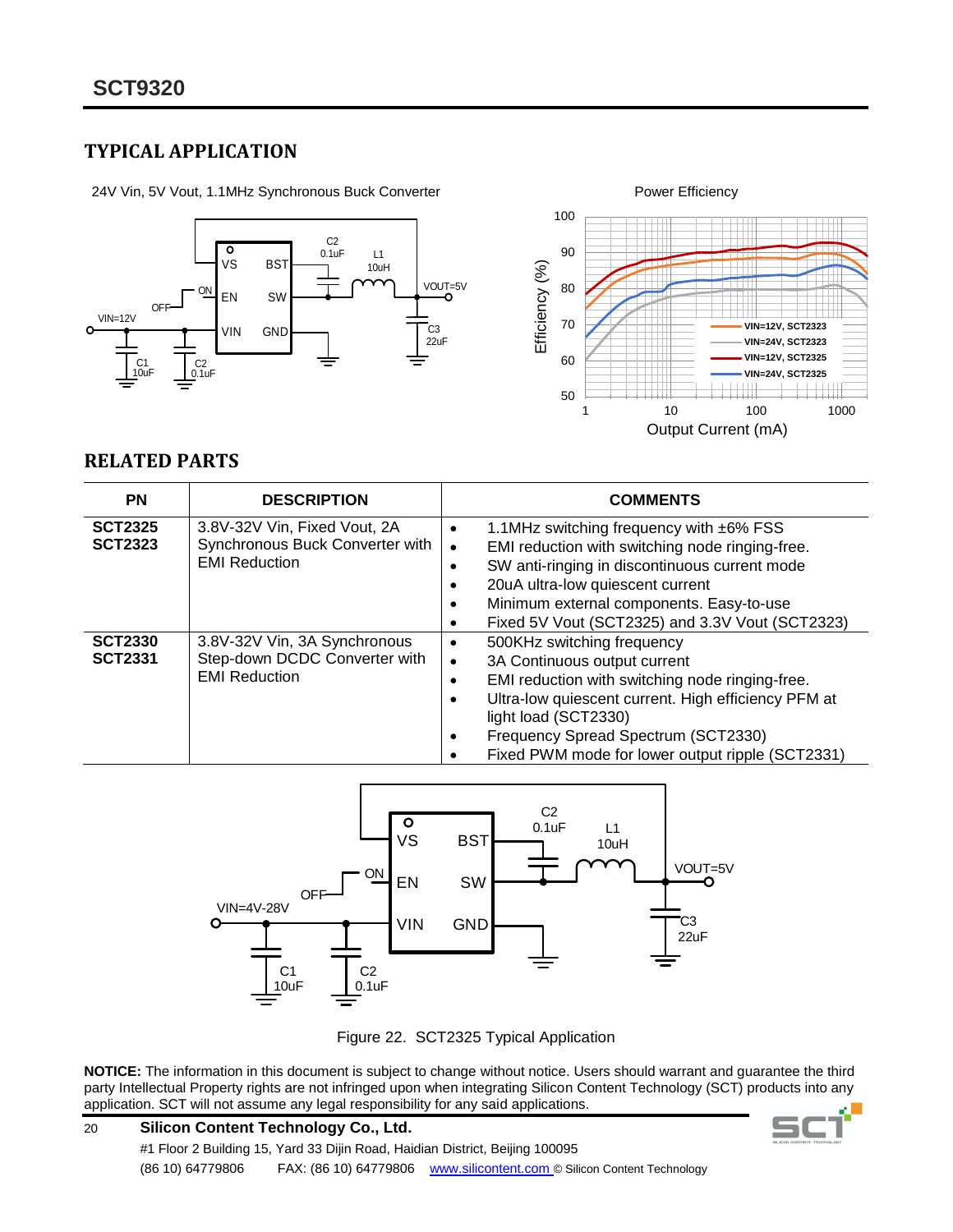## TYPICAL APPLICATION

24V Vin, 5V Vout, 1.1MHz Synchronous Buck Converter

VS BST EN SW VIN GND
C2 0.1uF
L1 10uH
VOUT=5V
C3 22uF
ON OFF
VIN=12V
C1 10uF
C2 0.1uF

Power Efficiency

Efficiency (%)
Output Current (mA)
100 90 80 70 60 50
1 10 100 1000
VIN=12V, SCT2323
VIN=24V, SCT2323
VIN=12V, SCT2325
VIN=24V, SCT2325

## RELATED PARTS

| PN | DESCRIPTION | COMMENTS |
|---|---|---|
| **SCT2325**<br>**SCT2323** | 3.8V-32V Vin, Fixed Vout, 2A Synchronous Buck Converter with EMI Reduction | • 1.1MHz switching frequency with ±6% FSS<br>• EMI reduction with switching node ringing-free.<br>• SW anti-ringing in discontinuous current mode<br>• 20uA ultra-low quiescent current<br>• Minimum external components. Easy-to-use<br>• Fixed 5V Vout (SCT2325) and 3.3V Vout (SCT2323) |
| **SCT2330**<br>**SCT2331** | 3.8V-32V Vin, 3A Synchronous Step-down DCDC Converter with EMI Reduction | • 500KHz switching frequency<br>• 3A Continuous output current<br>• EMI reduction with switching node ringing-free.<br>• Ultra-low quiescent current. High efficiency PFM at light load (SCT2330)<br>• Frequency Spread Spectrum (SCT2330)<br>• Fixed PWM mode for lower output ripple (SCT2331) |

VS BST EN SW VIN GND
C2 0.1uF
L1 10uH
VOUT=5V
C3 22uF
ON OFF
VIN=4V-28V
C1 10uF
C2 0.1uF

Figure 22. SCT2325 Typical Application

**NOTICE:** The information in this document is subject to change without notice. Users should warrant and guarantee the third party Intellectual Property rights are not infringed upon when integrating Silicon Content Technology (SCT) products into any application. SCT will not assume any legal responsibility for any said applications.

**Silicon Content Technology Co., Ltd.**
#1 Floor 2 Building 15, Yard 33 Dijin Road, Haidian District, Beijing 100095
(86 10) 64779806 FAX: (86 10) 64779806 www.silicontent.com © Silicon Content Technology